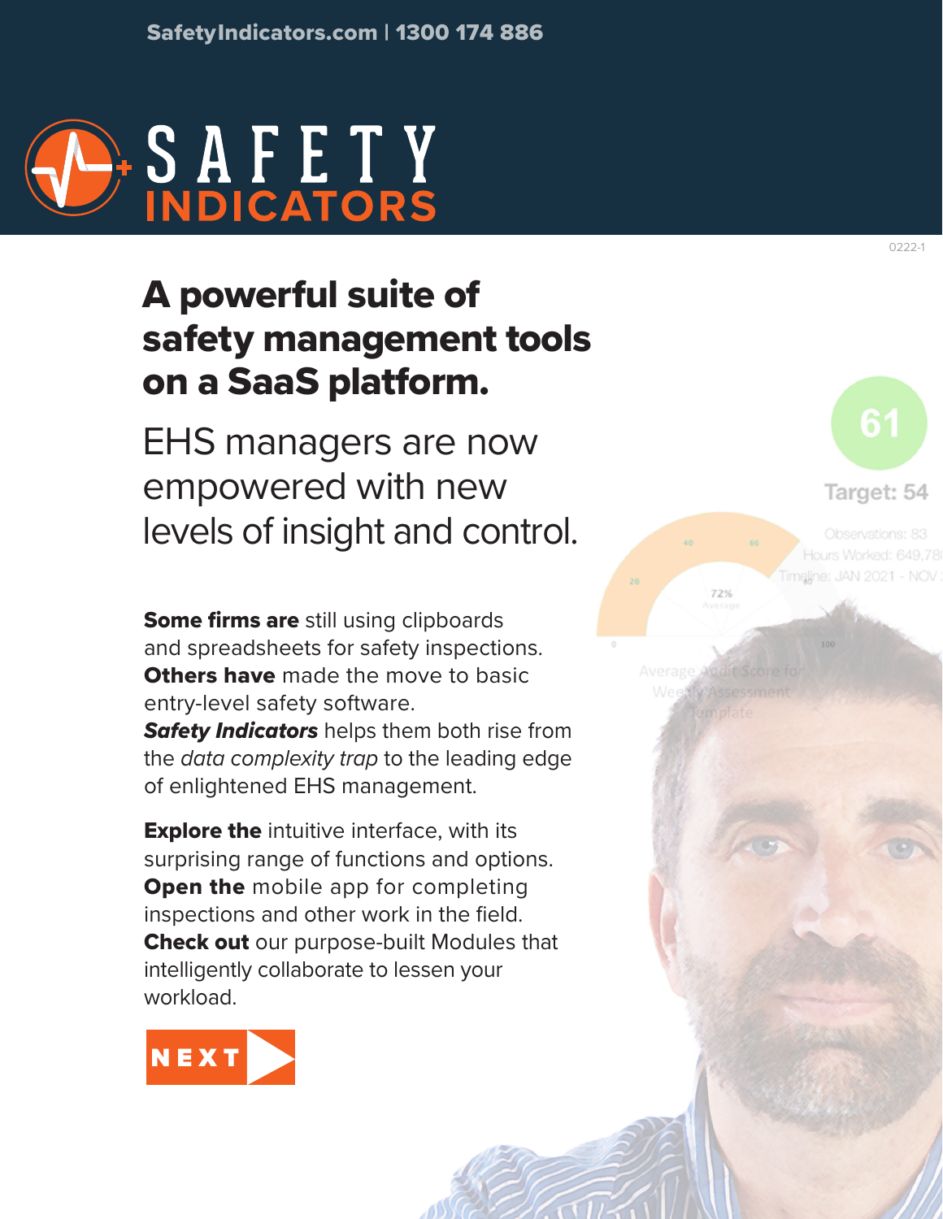SafetyIndicators.com | 1300 174 886

# SAFETY INDICATORS

0222-1

## A powerful suite of safety management tools on a SaaS platform.

EHS managers are now empowered with new levels of insight and control.

**Some firms are** still using clipboards and spreadsheets for safety inspections. **Others have** made the move to basic entry-level safety software. ***Safety Indicators*** helps them both rise from the *data complexity trap* to the leading edge of enlightened EHS management.

**Explore the** intuitive interface, with its surprising range of functions and options. **Open the** mobile app for completing inspections and other work in the field. **Check out** our purpose-built Modules that intelligently collaborate to lessen your workload.

NEXT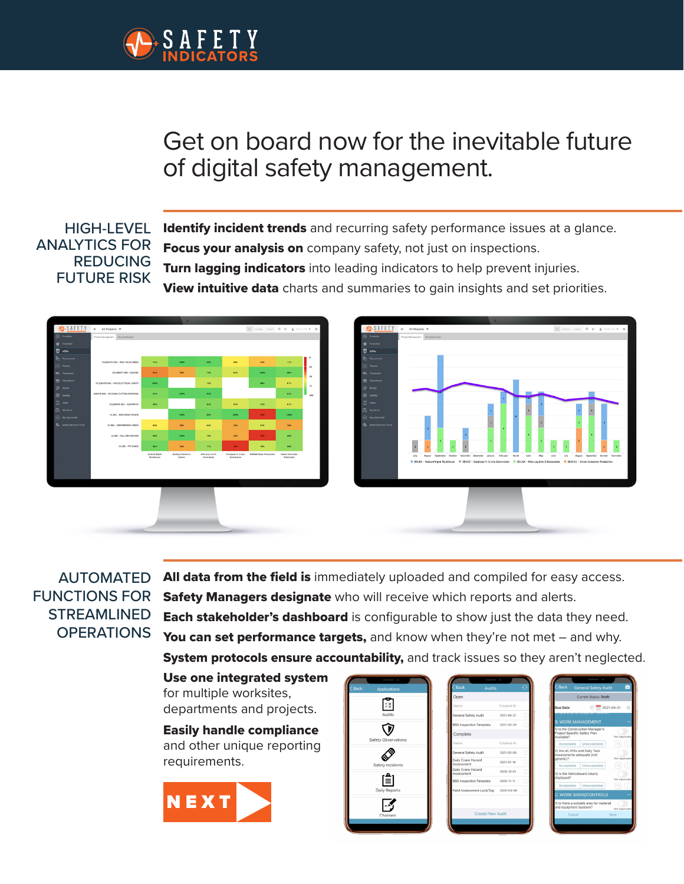# Get on board now for the inevitable future of digital safety management.

## HIGH-LEVEL ANALYTICS FOR REDUCING FUTURE RISK

**Identify incident trends** and recurring safety performance issues at a glance.

**Focus your analysis on** company safety, not just on inspections.

**Turn lagging indicators** into leading indicators to help prevent injuries.

**View intuitive data** charts and summaries to gain insights and set priorities.

## AUTOMATED FUNCTIONS FOR STREAMLINED OPERATIONS

**All data from the field is** immediately uploaded and compiled for easy access.

**Safety Managers designate** who will receive which reports and alerts.

**Each stakeholder's dashboard** is configurable to show just the data they need.

**You can set performance targets,** and know when they're not met – and why.

**System protocols ensure accountability,** and track issues so they aren't neglected.

**Use one integrated system** for multiple worksites, departments and projects.

**Easily handle compliance** and other unique reporting requirements.

NEXT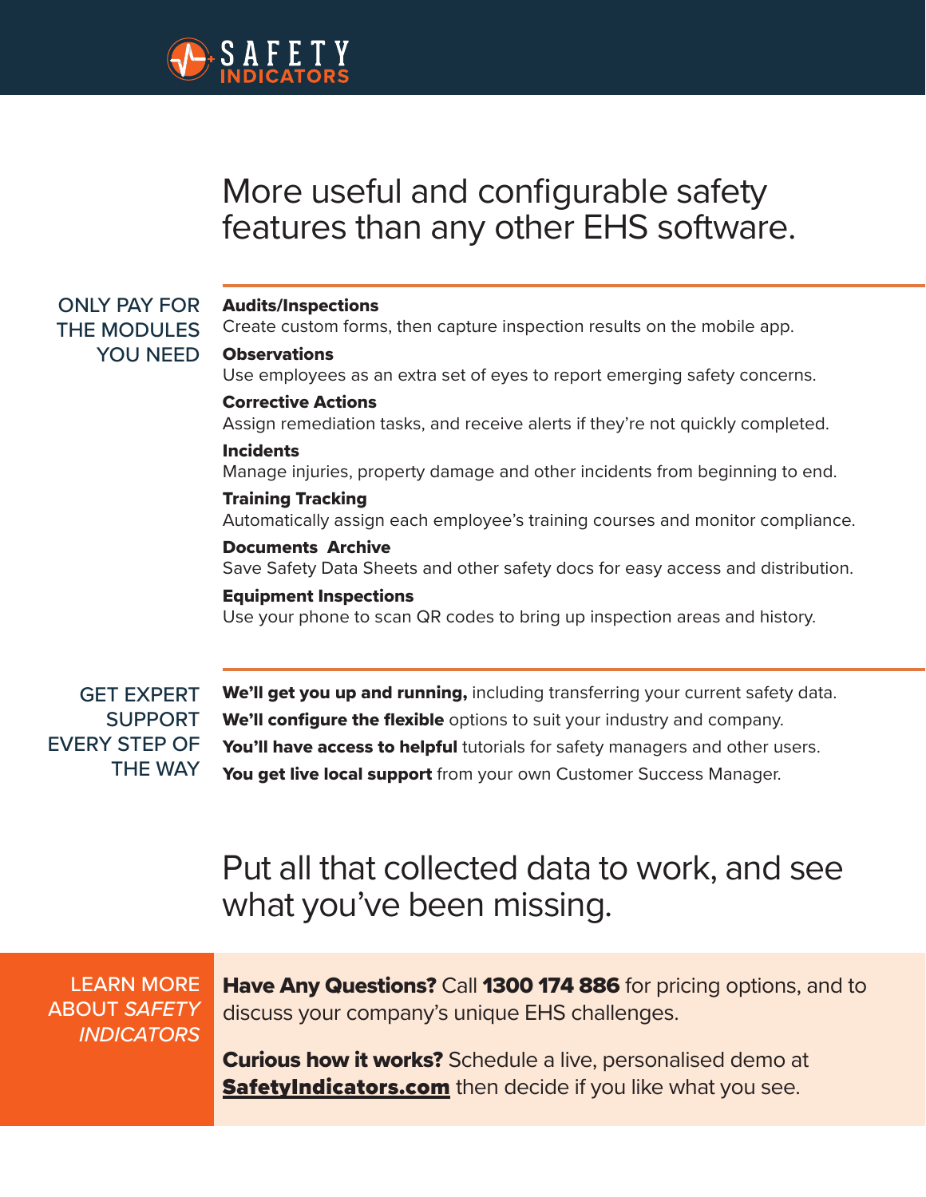SAFETY INDICATORS

# More useful and configurable safety features than any other EHS software.

## ONLY PAY FOR THE MODULES YOU NEED

**Audits/Inspections**
Create custom forms, then capture inspection results on the mobile app.

**Observations**
Use employees as an extra set of eyes to report emerging safety concerns.

**Corrective Actions**
Assign remediation tasks, and receive alerts if they're not quickly completed.

**Incidents**
Manage injuries, property damage and other incidents from beginning to end.

**Training Tracking**
Automatically assign each employee's training courses and monitor compliance.

**Documents Archive**
Save Safety Data Sheets and other safety docs for easy access and distribution.

**Equipment Inspections**
Use your phone to scan QR codes to bring up inspection areas and history.

## GET EXPERT SUPPORT EVERY STEP OF THE WAY

**We'll get you up and running,** including transferring your current safety data.
**We'll configure the flexible** options to suit your industry and company.
**You'll have access to helpful** tutorials for safety managers and other users.
**You get live local support** from your own Customer Success Manager.

# Put all that collected data to work, and see what you've been missing.

## LEARN MORE ABOUT *SAFETY INDICATORS*

**Have Any Questions?** Call **1300 174 886** for pricing options, and to discuss your company's unique EHS challenges.

**Curious how it works?** Schedule a live, personalised demo at **SafetyIndicators.com** then decide if you like what you see.